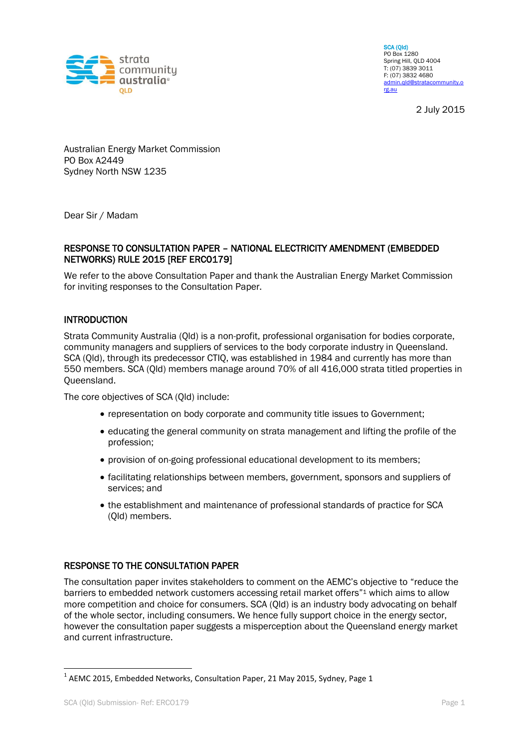**SCA (Qld)**
PO Box 1280
Spring Hill, QLD 4004
T: (07) 3839 3011
F: (07) 3832 4680
admin.qld@stratacommunity.org.au

2 July 2015

Australian Energy Market Commission
PO Box A2449
Sydney North NSW 1235

Dear Sir / Madam

## RESPONSE TO CONSULTATION PAPER – NATIONAL ELECTRICITY AMENDMENT (EMBEDDED NETWORKS) RULE 2015 [REF ERC0179]

We refer to the above Consultation Paper and thank the Australian Energy Market Commission for inviting responses to the Consultation Paper.

## INTRODUCTION

Strata Community Australia (Qld) is a non-profit, professional organisation for bodies corporate, community managers and suppliers of services to the body corporate industry in Queensland. SCA (Qld), through its predecessor CTIQ, was established in 1984 and currently has more than 550 members. SCA (Qld) members manage around 70% of all 416,000 strata titled properties in Queensland.

The core objectives of SCA (Qld) include:

- representation on body corporate and community title issues to Government;
- educating the general community on strata management and lifting the profile of the profession;
- provision of on-going professional educational development to its members;
- facilitating relationships between members, government, sponsors and suppliers of services; and
- the establishment and maintenance of professional standards of practice for SCA (Qld) members.

## RESPONSE TO THE CONSULTATION PAPER

The consultation paper invites stakeholders to comment on the AEMC's objective to "reduce the barriers to embedded network customers accessing retail market offers"[1] which aims to allow more competition and choice for consumers. SCA (Qld) is an industry body advocating on behalf of the whole sector, including consumers. We hence fully support choice in the energy sector, however the consultation paper suggests a misperception about the Queensland energy market and current infrastructure.

[1] AEMC 2015, Embedded Networks, Consultation Paper, 21 May 2015, Sydney, Page 1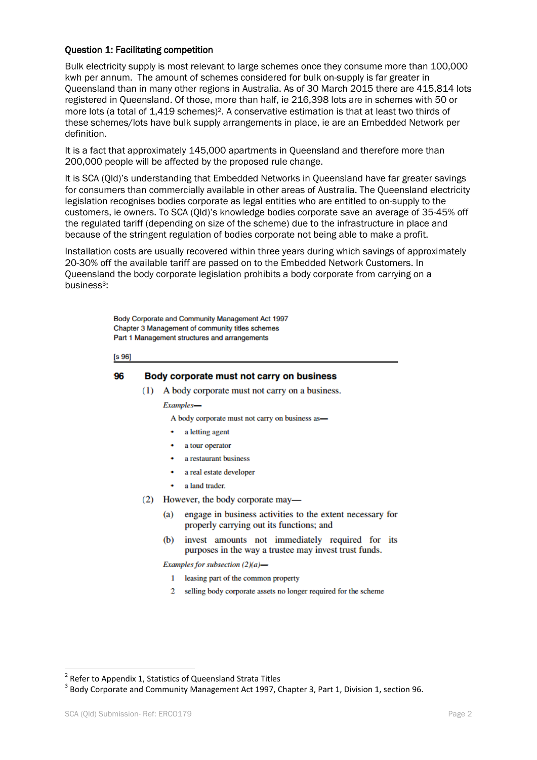**Question 1: Facilitating competition**

Bulk electricity supply is most relevant to large schemes once they consume more than 100,000 kwh per annum. The amount of schemes considered for bulk on-supply is far greater in Queensland than in many other regions in Australia. As of 30 March 2015 there are 415,814 lots registered in Queensland. Of those, more than half, ie 216,398 lots are in schemes with 50 or more lots (a total of 1,419 schemes)[2]. A conservative estimation is that at least two thirds of these schemes/lots have bulk supply arrangements in place, ie are an Embedded Network per definition.

It is a fact that approximately 145,000 apartments in Queensland and therefore more than 200,000 people will be affected by the proposed rule change.

It is SCA (Qld)'s understanding that Embedded Networks in Queensland have far greater savings for consumers than commercially available in other areas of Australia. The Queensland electricity legislation recognises bodies corporate as legal entities who are entitled to on-supply to the customers, ie owners. To SCA (Qld)'s knowledge bodies corporate save an average of 35-45% off the regulated tariff (depending on size of the scheme) due to the infrastructure in place and because of the stringent regulation of bodies corporate not being able to make a profit.

Installation costs are usually recovered within three years during which savings of approximately 20-30% off the available tariff are passed on to the Embedded Network Customers. In Queensland the body corporate legislation prohibits a body corporate from carrying on a business[3]:

> Body Corporate and Community Management Act 1997
> Chapter 3 Management of community titles schemes
> Part 1 Management structures and arrangements
>
> [s 96]
>
> **96 Body corporate must not carry on business**
>
> (1) A body corporate must not carry on a business.
>
> *Examples—*
>
> A body corporate must not carry on business as—
>
> - a letting agent
> - a tour operator
> - a restaurant business
> - a real estate developer
> - a land trader.
>
> (2) However, the body corporate may—
>
> (a) engage in business activities to the extent necessary for properly carrying out its functions; and
>
> (b) invest amounts not immediately required for its purposes in the way a trustee may invest trust funds.
>
> *Examples for subsection (2)(a)—*
>
> 1 leasing part of the common property
>
> 2 selling body corporate assets no longer required for the scheme

---

[2] Refer to Appendix 1, Statistics of Queensland Strata Titles

[3] Body Corporate and Community Management Act 1997, Chapter 3, Part 1, Division 1, section 96.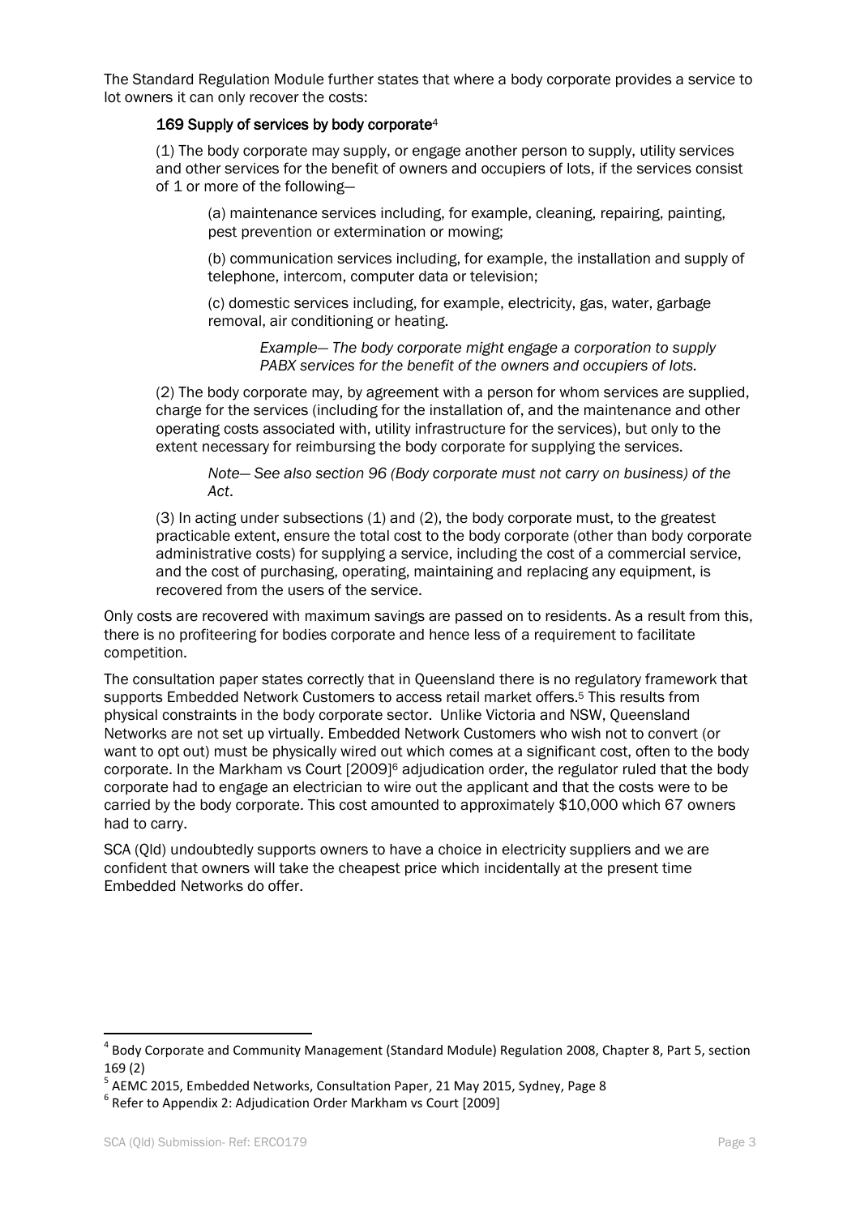The Standard Regulation Module further states that where a body corporate provides a service to lot owners it can only recover the costs:

> **169 Supply of services by body corporate**[4]
>
> (1) The body corporate may supply, or engage another person to supply, utility services and other services for the benefit of owners and occupiers of lots, if the services consist of 1 or more of the following—
>
> > (a) maintenance services including, for example, cleaning, repairing, painting, pest prevention or extermination or mowing;
> >
> > (b) communication services including, for example, the installation and supply of telephone, intercom, computer data or television;
> >
> > (c) domestic services including, for example, electricity, gas, water, garbage removal, air conditioning or heating.
> >
> > > *Example— The body corporate might engage a corporation to supply PABX services for the benefit of the owners and occupiers of lots.*
>
> (2) The body corporate may, by agreement with a person for whom services are supplied, charge for the services (including for the installation of, and the maintenance and other operating costs associated with, utility infrastructure for the services), but only to the extent necessary for reimbursing the body corporate for supplying the services.
>
> > *Note— See also section 96 (Body corporate must not carry on business) of the Act*.
>
> (3) In acting under subsections (1) and (2), the body corporate must, to the greatest practicable extent, ensure the total cost to the body corporate (other than body corporate administrative costs) for supplying a service, including the cost of a commercial service, and the cost of purchasing, operating, maintaining and replacing any equipment, is recovered from the users of the service.

Only costs are recovered with maximum savings are passed on to residents. As a result from this, there is no profiteering for bodies corporate and hence less of a requirement to facilitate competition.

The consultation paper states correctly that in Queensland there is no regulatory framework that supports Embedded Network Customers to access retail market offers.[5] This results from physical constraints in the body corporate sector. Unlike Victoria and NSW, Queensland Networks are not set up virtually. Embedded Network Customers who wish not to convert (or want to opt out) must be physically wired out which comes at a significant cost, often to the body corporate. In the Markham vs Court [2009][6] adjudication order, the regulator ruled that the body corporate had to engage an electrician to wire out the applicant and that the costs were to be carried by the body corporate. This cost amounted to approximately $10,000 which 67 owners had to carry.

SCA (Qld) undoubtedly supports owners to have a choice in electricity suppliers and we are confident that owners will take the cheapest price which incidentally at the present time Embedded Networks do offer.

---

[4] Body Corporate and Community Management (Standard Module) Regulation 2008, Chapter 8, Part 5, section 169 (2)

[5] AEMC 2015, Embedded Networks, Consultation Paper, 21 May 2015, Sydney, Page 8

[6] Refer to Appendix 2: Adjudication Order Markham vs Court [2009]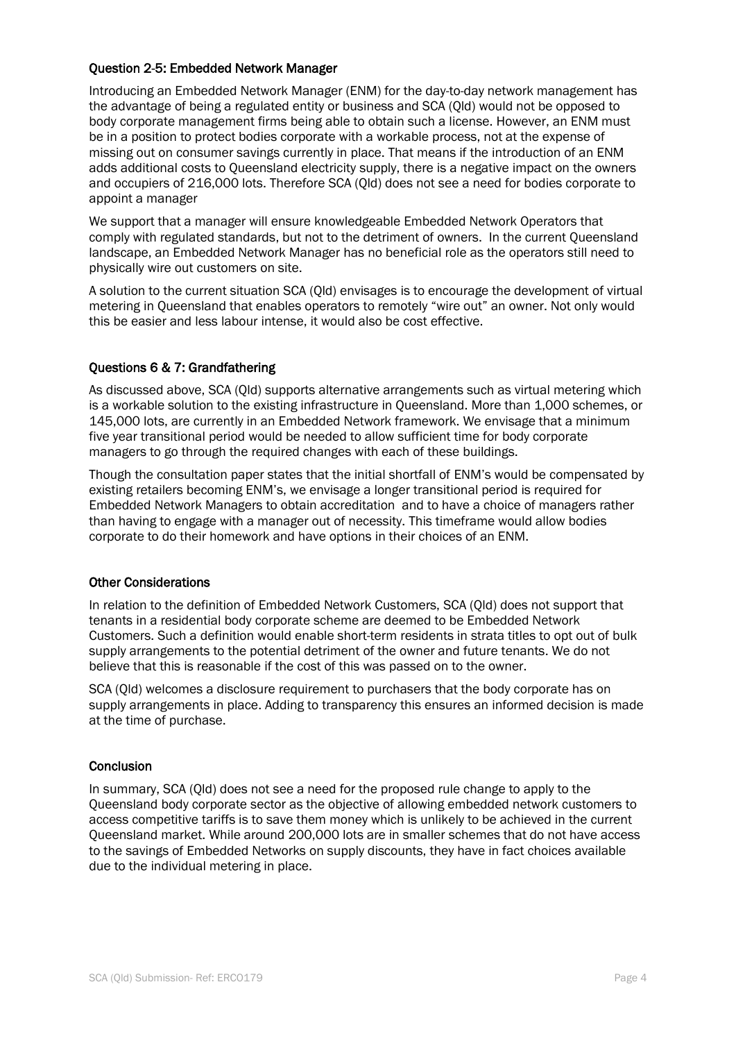### Question 2-5: Embedded Network Manager

Introducing an Embedded Network Manager (ENM) for the day-to-day network management has the advantage of being a regulated entity or business and SCA (Qld) would not be opposed to body corporate management firms being able to obtain such a license. However, an ENM must be in a position to protect bodies corporate with a workable process, not at the expense of missing out on consumer savings currently in place. That means if the introduction of an ENM adds additional costs to Queensland electricity supply, there is a negative impact on the owners and occupiers of 216,000 lots. Therefore SCA (Qld) does not see a need for bodies corporate to appoint a manager

We support that a manager will ensure knowledgeable Embedded Network Operators that comply with regulated standards, but not to the detriment of owners. In the current Queensland landscape, an Embedded Network Manager has no beneficial role as the operators still need to physically wire out customers on site.

A solution to the current situation SCA (Qld) envisages is to encourage the development of virtual metering in Queensland that enables operators to remotely "wire out" an owner. Not only would this be easier and less labour intense, it would also be cost effective.

### Questions 6 & 7: Grandfathering

As discussed above, SCA (Qld) supports alternative arrangements such as virtual metering which is a workable solution to the existing infrastructure in Queensland. More than 1,000 schemes, or 145,000 lots, are currently in an Embedded Network framework. We envisage that a minimum five year transitional period would be needed to allow sufficient time for body corporate managers to go through the required changes with each of these buildings.

Though the consultation paper states that the initial shortfall of ENM's would be compensated by existing retailers becoming ENM's, we envisage a longer transitional period is required for Embedded Network Managers to obtain accreditation and to have a choice of managers rather than having to engage with a manager out of necessity. This timeframe would allow bodies corporate to do their homework and have options in their choices of an ENM.

### Other Considerations

In relation to the definition of Embedded Network Customers, SCA (Qld) does not support that tenants in a residential body corporate scheme are deemed to be Embedded Network Customers. Such a definition would enable short-term residents in strata titles to opt out of bulk supply arrangements to the potential detriment of the owner and future tenants. We do not believe that this is reasonable if the cost of this was passed on to the owner.

SCA (Qld) welcomes a disclosure requirement to purchasers that the body corporate has on supply arrangements in place. Adding to transparency this ensures an informed decision is made at the time of purchase.

### Conclusion

In summary, SCA (Qld) does not see a need for the proposed rule change to apply to the Queensland body corporate sector as the objective of allowing embedded network customers to access competitive tariffs is to save them money which is unlikely to be achieved in the current Queensland market. While around 200,000 lots are in smaller schemes that do not have access to the savings of Embedded Networks on supply discounts, they have in fact choices available due to the individual metering in place.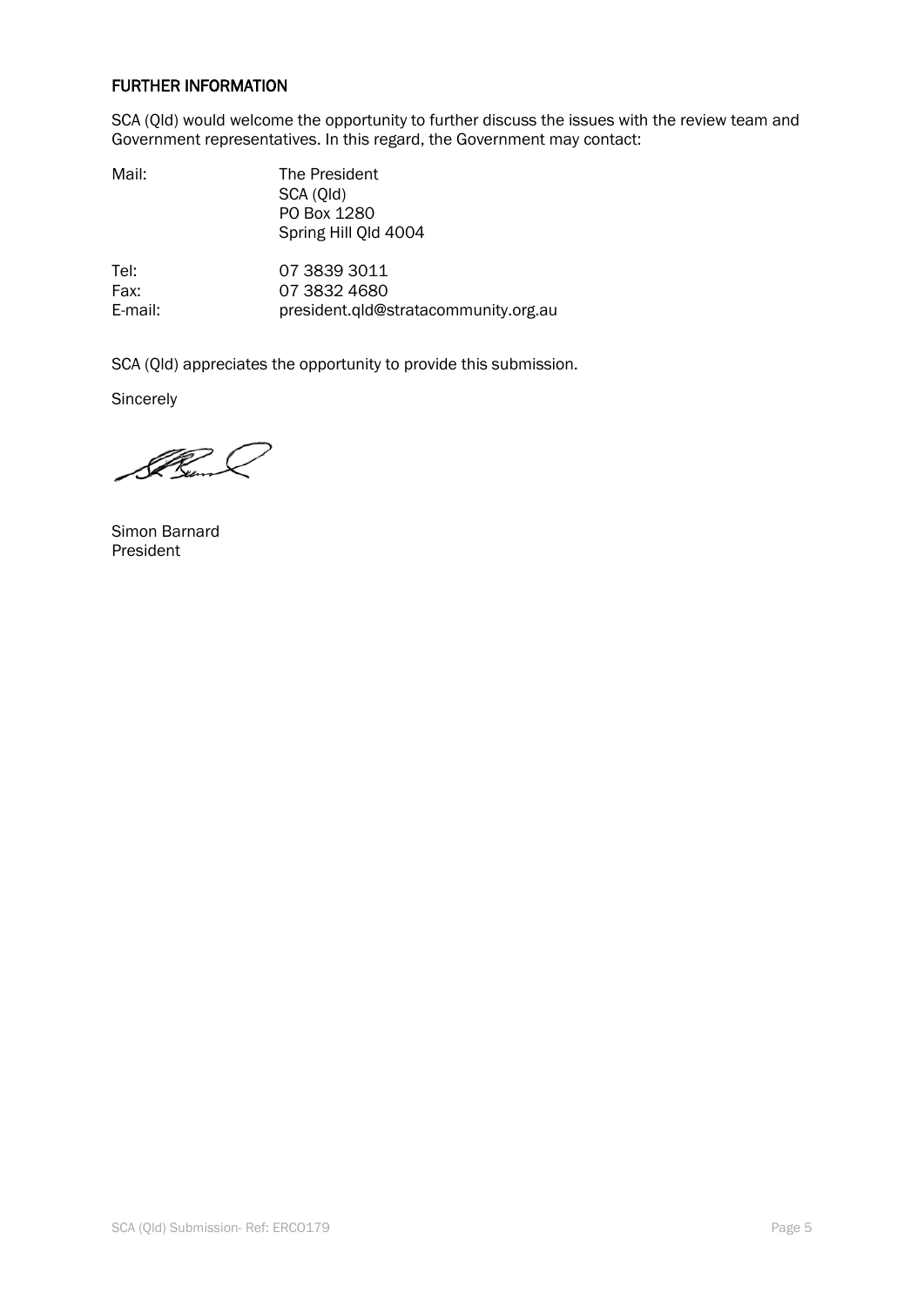## FURTHER INFORMATION

SCA (Qld) would welcome the opportunity to further discuss the issues with the review team and Government representatives. In this regard, the Government may contact:

| | |
|---|---|
| Mail: | The President<br>SCA (Qld)<br>PO Box 1280<br>Spring Hill Qld 4004 |
| Tel: | 07 3839 3011 |
| Fax: | 07 3832 4680 |
| E-mail: | president.qld@stratacommunity.org.au |

SCA (Qld) appreciates the opportunity to provide this submission.

Sincerely

Simon Barnard
President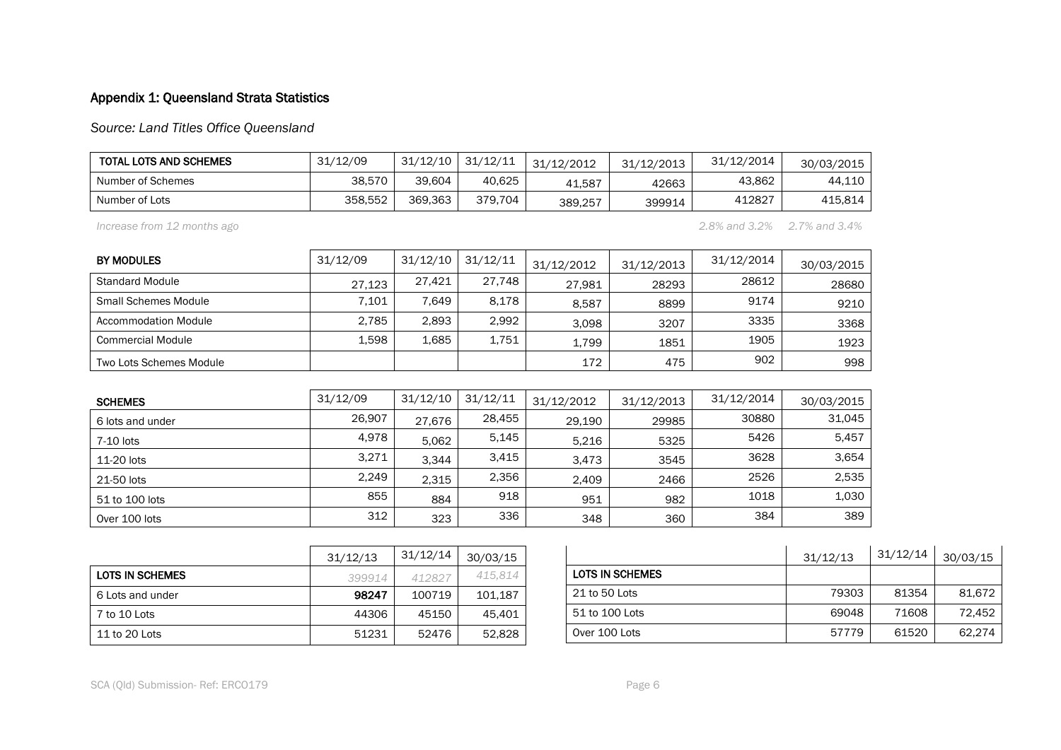## Appendix 1: Queensland Strata Statistics

*Source: Land Titles Office Queensland*

| TOTAL LOTS AND SCHEMES | 31/12/09 | 31/12/10 | 31/12/11 | 31/12/2012 | 31/12/2013 | 31/12/2014 | 30/03/2015 |
|---|---|---|---|---|---|---|---|
| Number of Schemes | 38,570 | 39,604 | 40,625 | 41,587 | 42663 | 43,862 | 44,110 |
| Number of Lots | 358,552 | 369,363 | 379,704 | 389,257 | 399914 | 412827 | 415,814 |
| *Increase from 12 months ago* | | | | | | *2.8% and 3.2%* | *2.7% and 3.4%* |

| BY MODULES | 31/12/09 | 31/12/10 | 31/12/11 | 31/12/2012 | 31/12/2013 | 31/12/2014 | 30/03/2015 |
|---|---|---|---|---|---|---|---|
| Standard Module | 27,123 | 27,421 | 27,748 | 27,981 | 28293 | 28612 | 28680 |
| Small Schemes Module | 7,101 | 7,649 | 8,178 | 8,587 | 8899 | 9174 | 9210 |
| Accommodation Module | 2,785 | 2,893 | 2,992 | 3,098 | 3207 | 3335 | 3368 |
| Commercial Module | 1,598 | 1,685 | 1,751 | 1,799 | 1851 | 1905 | 1923 |
| Two Lots Schemes Module | | | | 172 | 475 | 902 | 998 |

| SCHEMES | 31/12/09 | 31/12/10 | 31/12/11 | 31/12/2012 | 31/12/2013 | 31/12/2014 | 30/03/2015 |
|---|---|---|---|---|---|---|---|
| 6 lots and under | 26,907 | 27,676 | 28,455 | 29,190 | 29985 | 30880 | 31,045 |
| 7-10 lots | 4,978 | 5,062 | 5,145 | 5,216 | 5325 | 5426 | 5,457 |
| 11-20 lots | 3,271 | 3,344 | 3,415 | 3,473 | 3545 | 3628 | 3,654 |
| 21-50 lots | 2,249 | 2,315 | 2,356 | 2,409 | 2466 | 2526 | 2,535 |
| 51 to 100 lots | 855 | 884 | 918 | 951 | 982 | 1018 | 1,030 |
| Over 100 lots | 312 | 323 | 336 | 348 | 360 | 384 | 389 |

| | 31/12/13 | 31/12/14 | 30/03/15 |
|---|---|---|---|
| **LOTS IN SCHEMES** | *399914* | *412827* | *415,814* |
| 6 Lots and under | **98247** | 100719 | 101,187 |
| 7 to 10 Lots | 44306 | 45150 | 45,401 |
| 11 to 20 Lots | 51231 | 52476 | 52,828 |

| | 31/12/13 | 31/12/14 | 30/03/15 |
|---|---|---|---|
| **LOTS IN SCHEMES** | | | |
| 21 to 50 Lots | 79303 | 81354 | 81,672 |
| 51 to 100 Lots | 69048 | 71608 | 72,452 |
| Over 100 Lots | 57779 | 61520 | 62,274 |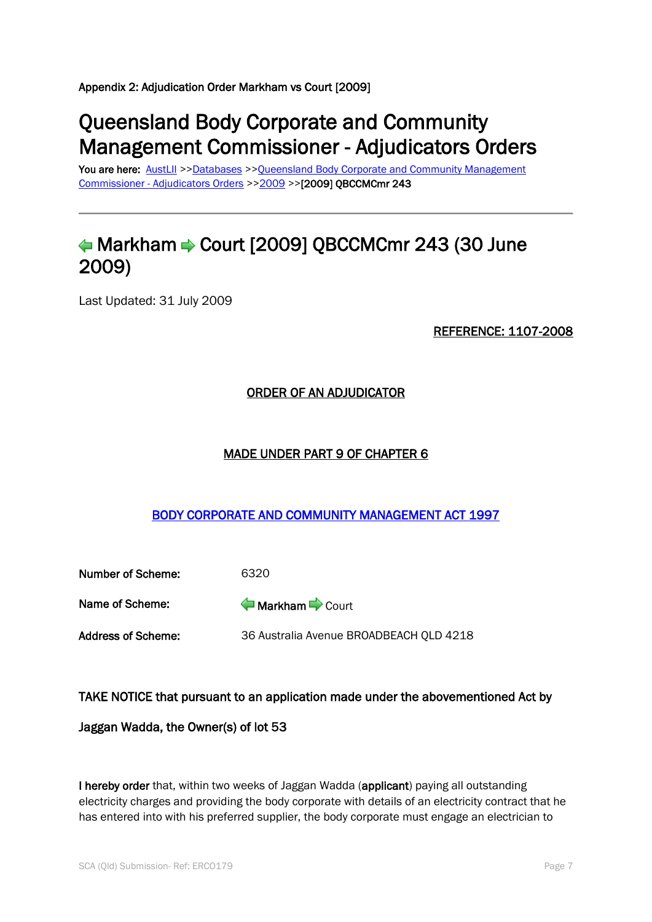Appendix 2: Adjudication Order Markham vs Court [2009]

# Queensland Body Corporate and Community Management Commissioner - Adjudicators Orders

You are here: AustLII >>Databases >>Queensland Body Corporate and Community Management Commissioner - Adjudicators Orders >>2009 >>[2009] QBCCMCmr 243

---

## Markham Court [2009] QBCCMCmr 243 (30 June 2009)

Last Updated: 31 July 2009

REFERENCE: 1107-2008

ORDER OF AN ADJUDICATOR

MADE UNDER PART 9 OF CHAPTER 6

BODY CORPORATE AND COMMUNITY MANAGEMENT ACT 1997

| | |
|---|---|
| **Number of Scheme:** | 6320 |
| **Name of Scheme:** | **Markham** Court |
| **Address of Scheme:** | 36 Australia Avenue BROADBEACH QLD 4218 |

**TAKE NOTICE that pursuant to an application made under the abovementioned Act by**

**Jaggan Wadda, the Owner(s) of lot 53**

**I hereby order** that, within two weeks of Jaggan Wadda (**applicant**) paying all outstanding electricity charges and providing the body corporate with details of an electricity contract that he has entered into with his preferred supplier, the body corporate must engage an electrician to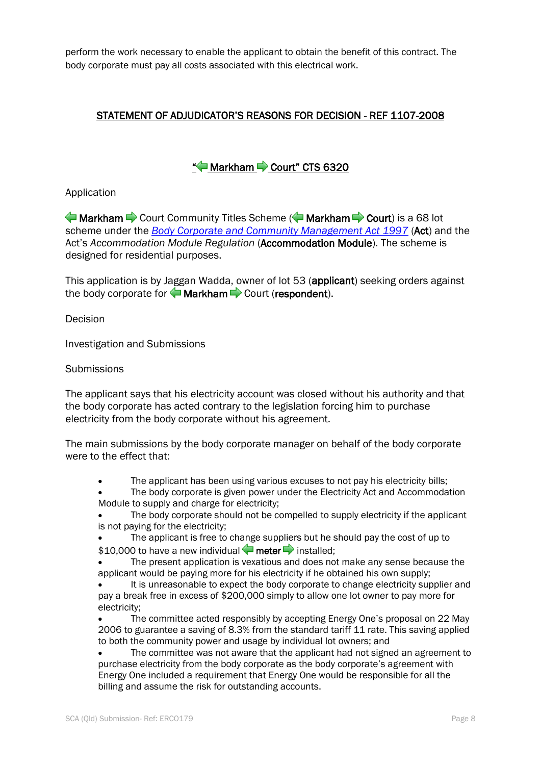perform the work necessary to enable the applicant to obtain the benefit of this contract. The body corporate must pay all costs associated with this electrical work.

## STATEMENT OF ADJUDICATOR'S REASONS FOR DECISION - REF 1107-2008

### "Markham Court" CTS 6320

Application

Markham Court Community Titles Scheme (**Markham Court**) is a 68 lot scheme under the *Body Corporate and Community Management Act 1997* (**Act**) and the Act's *Accommodation Module Regulation* (**Accommodation Module**). The scheme is designed for residential purposes.

This application is by Jaggan Wadda, owner of lot 53 (**applicant**) seeking orders against the body corporate for Markham Court (**respondent**).

Decision

Investigation and Submissions

Submissions

The applicant says that his electricity account was closed without his authority and that the body corporate has acted contrary to the legislation forcing him to purchase electricity from the body corporate without his agreement.

The main submissions by the body corporate manager on behalf of the body corporate were to the effect that:

- The applicant has been using various excuses to not pay his electricity bills;
- The body corporate is given power under the Electricity Act and Accommodation Module to supply and charge for electricity;
- The body corporate should not be compelled to supply electricity if the applicant is not paying for the electricity;
- The applicant is free to change suppliers but he should pay the cost of up to $10,000 to have a new individual meter installed;
- The present application is vexatious and does not make any sense because the applicant would be paying more for his electricity if he obtained his own supply;
- It is unreasonable to expect the body corporate to change electricity supplier and pay a break free in excess of $200,000 simply to allow one lot owner to pay more for electricity;
- The committee acted responsibly by accepting Energy One's proposal on 22 May 2006 to guarantee a saving of 8.3% from the standard tariff 11 rate. This saving applied to both the community power and usage by individual lot owners; and
- The committee was not aware that the applicant had not signed an agreement to purchase electricity from the body corporate as the body corporate's agreement with Energy One included a requirement that Energy One would be responsible for all the billing and assume the risk for outstanding accounts.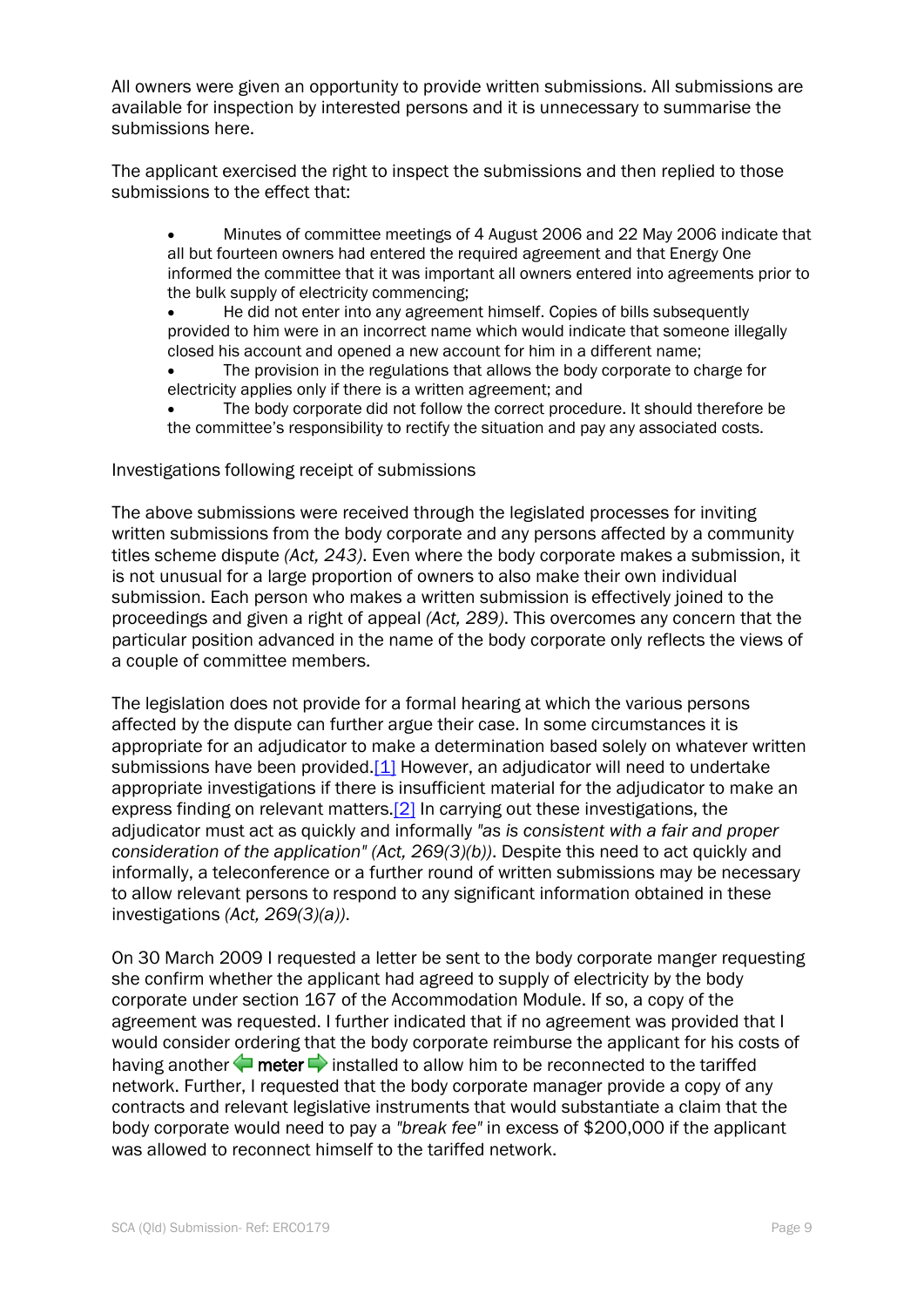All owners were given an opportunity to provide written submissions. All submissions are available for inspection by interested persons and it is unnecessary to summarise the submissions here.

The applicant exercised the right to inspect the submissions and then replied to those submissions to the effect that:

- Minutes of committee meetings of 4 August 2006 and 22 May 2006 indicate that all but fourteen owners had entered the required agreement and that Energy One informed the committee that it was important all owners entered into agreements prior to the bulk supply of electricity commencing;
- He did not enter into any agreement himself. Copies of bills subsequently provided to him were in an incorrect name which would indicate that someone illegally closed his account and opened a new account for him in a different name;
- The provision in the regulations that allows the body corporate to charge for electricity applies only if there is a written agreement; and
- The body corporate did not follow the correct procedure. It should therefore be the committee's responsibility to rectify the situation and pay any associated costs.

Investigations following receipt of submissions

The above submissions were received through the legislated processes for inviting written submissions from the body corporate and any persons affected by a community titles scheme dispute *(Act, 243)*. Even where the body corporate makes a submission, it is not unusual for a large proportion of owners to also make their own individual submission. Each person who makes a written submission is effectively joined to the proceedings and given a right of appeal *(Act, 289)*. This overcomes any concern that the particular position advanced in the name of the body corporate only reflects the views of a couple of committee members.

The legislation does not provide for a formal hearing at which the various persons affected by the dispute can further argue their case. In some circumstances it is appropriate for an adjudicator to make a determination based solely on whatever written submissions have been provided.[1] However, an adjudicator will need to undertake appropriate investigations if there is insufficient material for the adjudicator to make an express finding on relevant matters.[2] In carrying out these investigations, the adjudicator must act as quickly and informally *"as is consistent with a fair and proper consideration of the application" (Act, 269(3)(b))*. Despite this need to act quickly and informally, a teleconference or a further round of written submissions may be necessary to allow relevant persons to respond to any significant information obtained in these investigations *(Act, 269(3)(a))*.

On 30 March 2009 I requested a letter be sent to the body corporate manger requesting she confirm whether the applicant had agreed to supply of electricity by the body corporate under section 167 of the Accommodation Module. If so, a copy of the agreement was requested. I further indicated that if no agreement was provided that I would consider ordering that the body corporate reimburse the applicant for his costs of having another meter installed to allow him to be reconnected to the tariffed network. Further, I requested that the body corporate manager provide a copy of any contracts and relevant legislative instruments that would substantiate a claim that the body corporate would need to pay a *"break fee"* in excess of $200,000 if the applicant was allowed to reconnect himself to the tariffed network.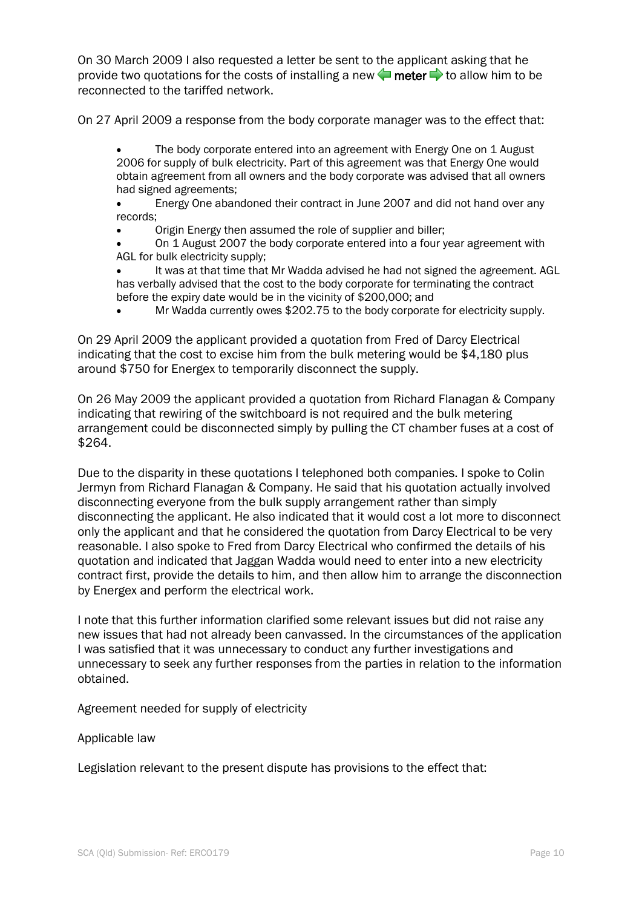On 30 March 2009 I also requested a letter be sent to the applicant asking that he provide two quotations for the costs of installing a new meter to allow him to be reconnected to the tariffed network.

On 27 April 2009 a response from the body corporate manager was to the effect that:

- The body corporate entered into an agreement with Energy One on 1 August 2006 for supply of bulk electricity. Part of this agreement was that Energy One would obtain agreement from all owners and the body corporate was advised that all owners had signed agreements;
- Energy One abandoned their contract in June 2007 and did not hand over any records;
- Origin Energy then assumed the role of supplier and biller;
- On 1 August 2007 the body corporate entered into a four year agreement with AGL for bulk electricity supply;
- It was at that time that Mr Wadda advised he had not signed the agreement. AGL has verbally advised that the cost to the body corporate for terminating the contract before the expiry date would be in the vicinity of $200,000; and
- Mr Wadda currently owes $202.75 to the body corporate for electricity supply.

On 29 April 2009 the applicant provided a quotation from Fred of Darcy Electrical indicating that the cost to excise him from the bulk metering would be $4,180 plus around $750 for Energex to temporarily disconnect the supply.

On 26 May 2009 the applicant provided a quotation from Richard Flanagan & Company indicating that rewiring of the switchboard is not required and the bulk metering arrangement could be disconnected simply by pulling the CT chamber fuses at a cost of $264.

Due to the disparity in these quotations I telephoned both companies. I spoke to Colin Jermyn from Richard Flanagan & Company. He said that his quotation actually involved disconnecting everyone from the bulk supply arrangement rather than simply disconnecting the applicant. He also indicated that it would cost a lot more to disconnect only the applicant and that he considered the quotation from Darcy Electrical to be very reasonable. I also spoke to Fred from Darcy Electrical who confirmed the details of his quotation and indicated that Jaggan Wadda would need to enter into a new electricity contract first, provide the details to him, and then allow him to arrange the disconnection by Energex and perform the electrical work.

I note that this further information clarified some relevant issues but did not raise any new issues that had not already been canvassed. In the circumstances of the application I was satisfied that it was unnecessary to conduct any further investigations and unnecessary to seek any further responses from the parties in relation to the information obtained.

Agreement needed for supply of electricity

Applicable law

Legislation relevant to the present dispute has provisions to the effect that: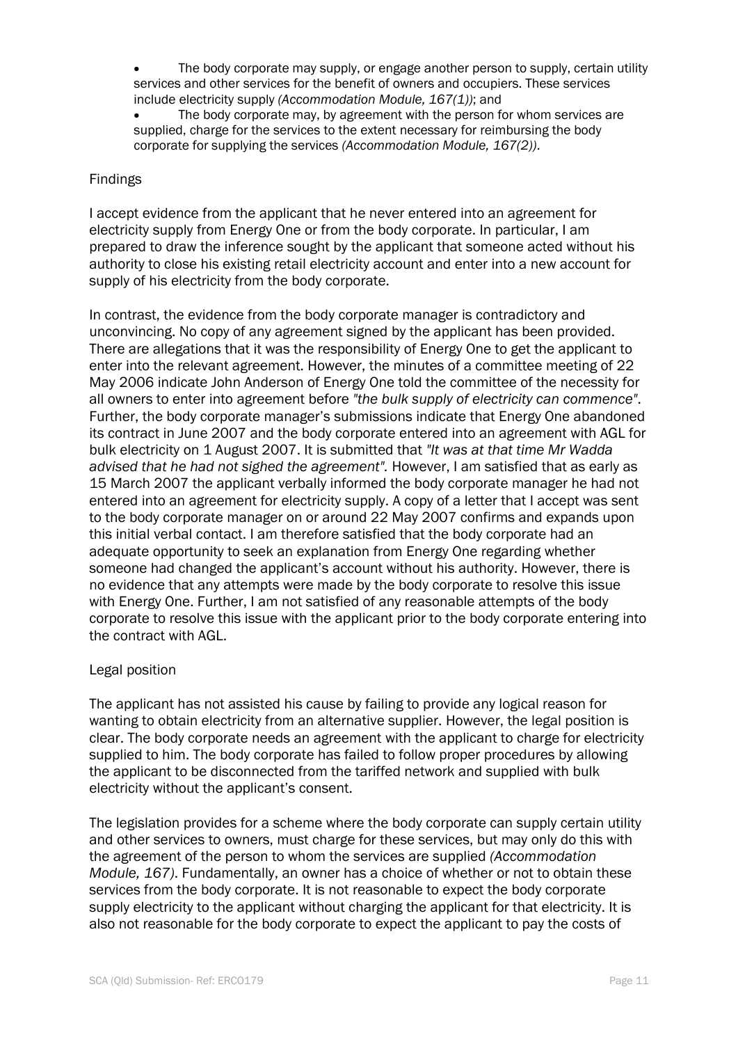- The body corporate may supply, or engage another person to supply, certain utility services and other services for the benefit of owners and occupiers. These services include electricity supply *(Accommodation Module, 167(1))*; and
- The body corporate may, by agreement with the person for whom services are supplied, charge for the services to the extent necessary for reimbursing the body corporate for supplying the services *(Accommodation Module, 167(2))*.

Findings

I accept evidence from the applicant that he never entered into an agreement for electricity supply from Energy One or from the body corporate. In particular, I am prepared to draw the inference sought by the applicant that someone acted without his authority to close his existing retail electricity account and enter into a new account for supply of his electricity from the body corporate.

In contrast, the evidence from the body corporate manager is contradictory and unconvincing. No copy of any agreement signed by the applicant has been provided. There are allegations that it was the responsibility of Energy One to get the applicant to enter into the relevant agreement. However, the minutes of a committee meeting of 22 May 2006 indicate John Anderson of Energy One told the committee of the necessity for all owners to enter into agreement before *"the bulk supply of electricity can commence"*. Further, the body corporate manager's submissions indicate that Energy One abandoned its contract in June 2007 and the body corporate entered into an agreement with AGL for bulk electricity on 1 August 2007. It is submitted that *"It was at that time Mr Wadda advised that he had not sighed the agreement"*. However, I am satisfied that as early as 15 March 2007 the applicant verbally informed the body corporate manager he had not entered into an agreement for electricity supply. A copy of a letter that I accept was sent to the body corporate manager on or around 22 May 2007 confirms and expands upon this initial verbal contact. I am therefore satisfied that the body corporate had an adequate opportunity to seek an explanation from Energy One regarding whether someone had changed the applicant's account without his authority. However, there is no evidence that any attempts were made by the body corporate to resolve this issue with Energy One. Further, I am not satisfied of any reasonable attempts of the body corporate to resolve this issue with the applicant prior to the body corporate entering into the contract with AGL.

Legal position

The applicant has not assisted his cause by failing to provide any logical reason for wanting to obtain electricity from an alternative supplier. However, the legal position is clear. The body corporate needs an agreement with the applicant to charge for electricity supplied to him. The body corporate has failed to follow proper procedures by allowing the applicant to be disconnected from the tariffed network and supplied with bulk electricity without the applicant's consent.

The legislation provides for a scheme where the body corporate can supply certain utility and other services to owners, must charge for these services, but may only do this with the agreement of the person to whom the services are supplied *(Accommodation Module, 167)*. Fundamentally, an owner has a choice of whether or not to obtain these services from the body corporate. It is not reasonable to expect the body corporate supply electricity to the applicant without charging the applicant for that electricity. It is also not reasonable for the body corporate to expect the applicant to pay the costs of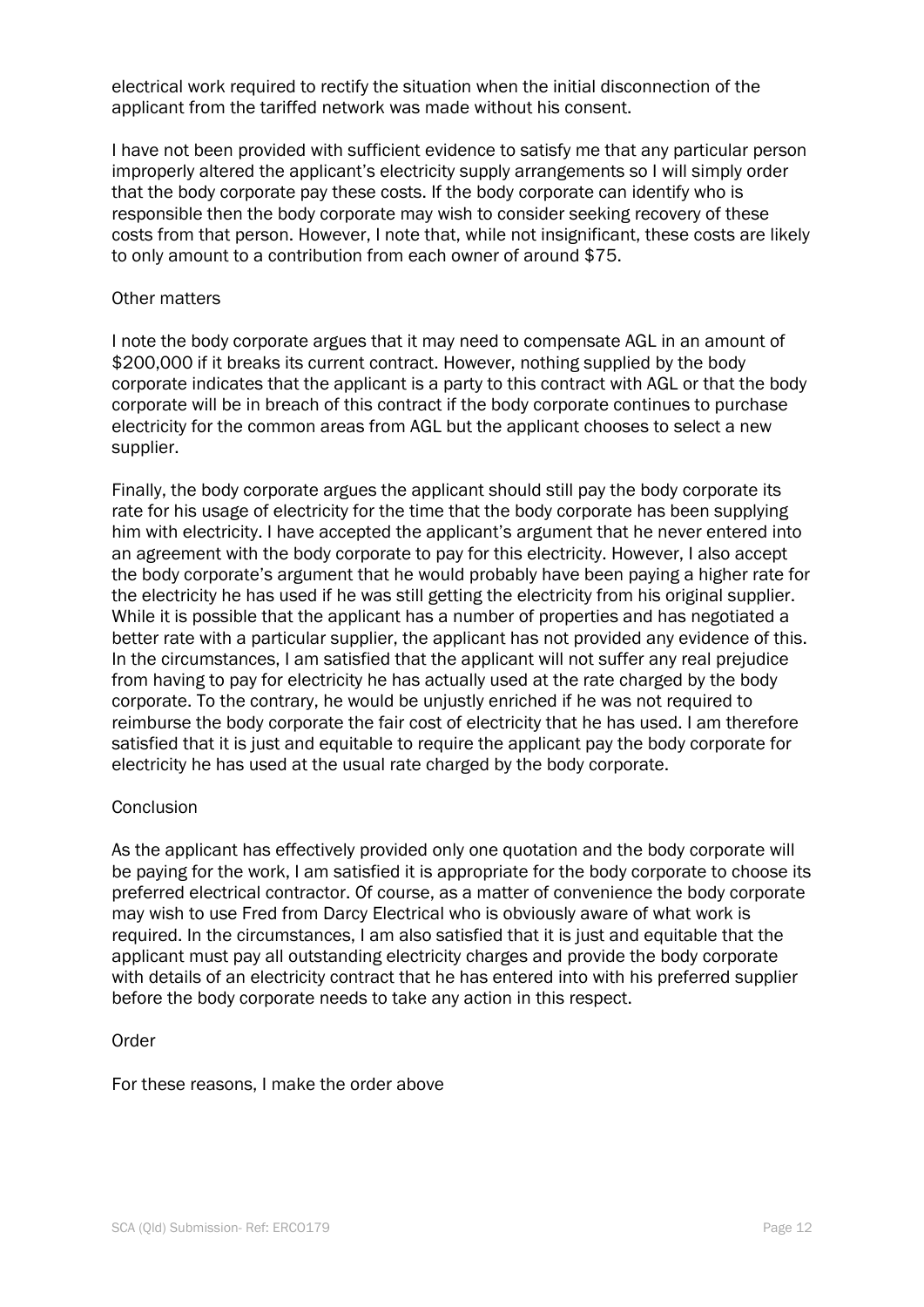electrical work required to rectify the situation when the initial disconnection of the applicant from the tariffed network was made without his consent.

I have not been provided with sufficient evidence to satisfy me that any particular person improperly altered the applicant's electricity supply arrangements so I will simply order that the body corporate pay these costs. If the body corporate can identify who is responsible then the body corporate may wish to consider seeking recovery of these costs from that person. However, I note that, while not insignificant, these costs are likely to only amount to a contribution from each owner of around $75.

Other matters

I note the body corporate argues that it may need to compensate AGL in an amount of $200,000 if it breaks its current contract. However, nothing supplied by the body corporate indicates that the applicant is a party to this contract with AGL or that the body corporate will be in breach of this contract if the body corporate continues to purchase electricity for the common areas from AGL but the applicant chooses to select a new supplier.

Finally, the body corporate argues the applicant should still pay the body corporate its rate for his usage of electricity for the time that the body corporate has been supplying him with electricity. I have accepted the applicant's argument that he never entered into an agreement with the body corporate to pay for this electricity. However, I also accept the body corporate's argument that he would probably have been paying a higher rate for the electricity he has used if he was still getting the electricity from his original supplier. While it is possible that the applicant has a number of properties and has negotiated a better rate with a particular supplier, the applicant has not provided any evidence of this. In the circumstances, I am satisfied that the applicant will not suffer any real prejudice from having to pay for electricity he has actually used at the rate charged by the body corporate. To the contrary, he would be unjustly enriched if he was not required to reimburse the body corporate the fair cost of electricity that he has used. I am therefore satisfied that it is just and equitable to require the applicant pay the body corporate for electricity he has used at the usual rate charged by the body corporate.

Conclusion

As the applicant has effectively provided only one quotation and the body corporate will be paying for the work, I am satisfied it is appropriate for the body corporate to choose its preferred electrical contractor. Of course, as a matter of convenience the body corporate may wish to use Fred from Darcy Electrical who is obviously aware of what work is required. In the circumstances, I am also satisfied that it is just and equitable that the applicant must pay all outstanding electricity charges and provide the body corporate with details of an electricity contract that he has entered into with his preferred supplier before the body corporate needs to take any action in this respect.

Order

For these reasons, I make the order above